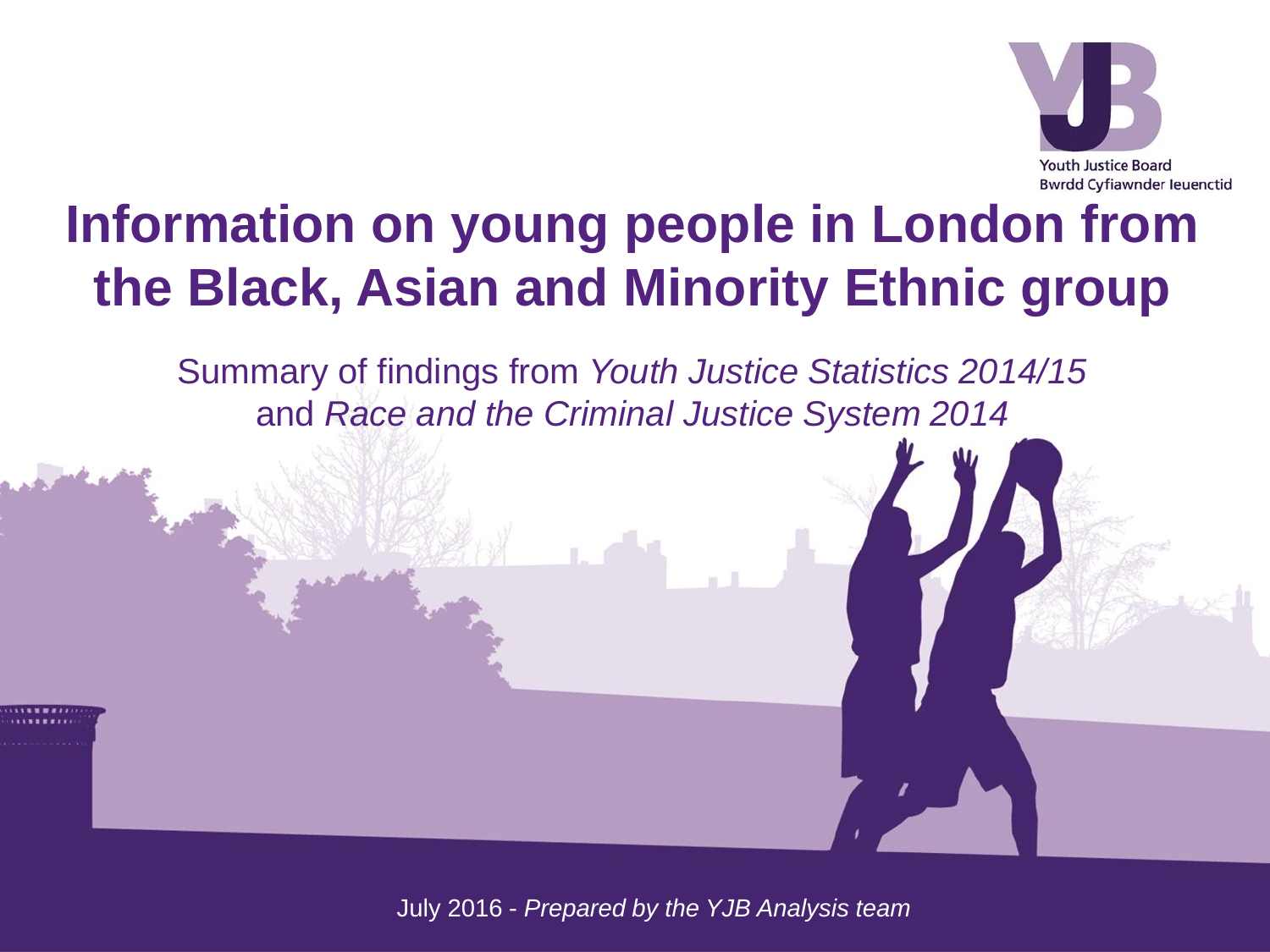Youth Justice Board
Bwrdd Cyfiawnder Ieuenctid

# Information on young people in London from the Black, Asian and Minority Ethnic group

Summary of findings from *Youth Justice Statistics 2014/15* and *Race and the Criminal Justice System 2014*

July 2016 - *Prepared by the YJB Analysis team*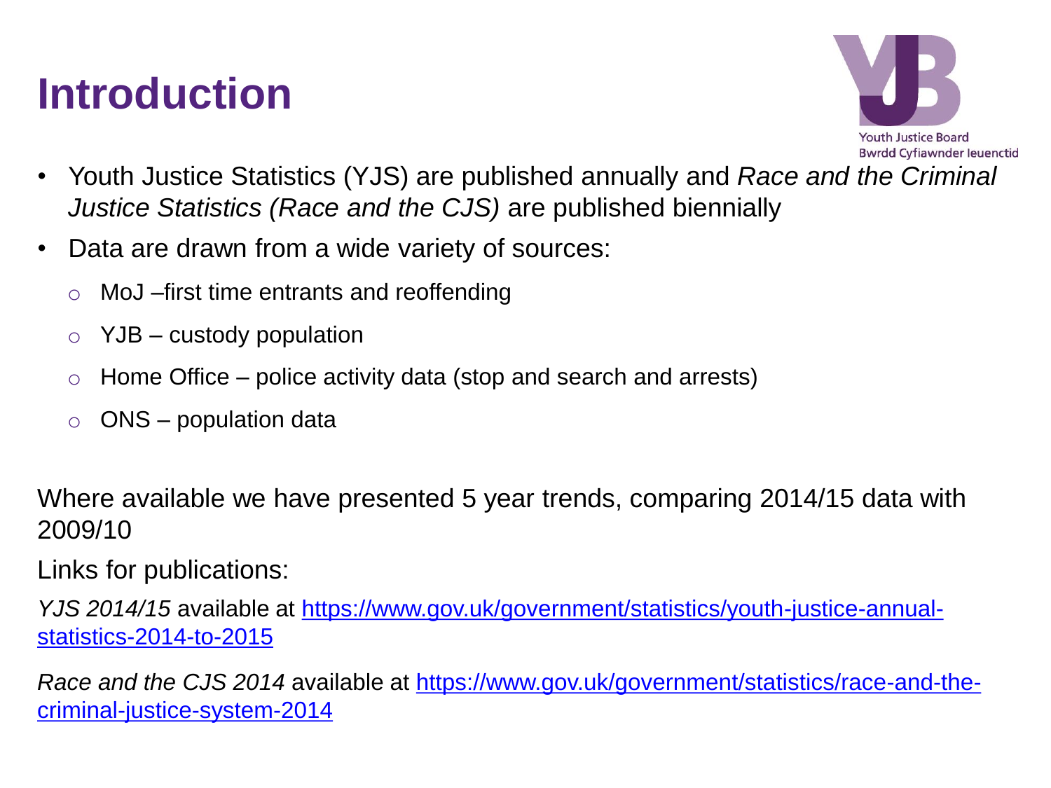# Introduction

- Youth Justice Statistics (YJS) are published annually and *Race and the Criminal Justice Statistics (Race and the CJS)* are published biennially
- Data are drawn from a wide variety of sources:
  - MoJ –first time entrants and reoffending
  - YJB – custody population
  - Home Office – police activity data (stop and search and arrests)
  - ONS – population data

Where available we have presented 5 year trends, comparing 2014/15 data with 2009/10

Links for publications:

*YJS 2014/15* available at https://www.gov.uk/government/statistics/youth-justice-annual-statistics-2014-to-2015

*Race and the CJS 2014* available at https://www.gov.uk/government/statistics/race-and-the-criminal-justice-system-2014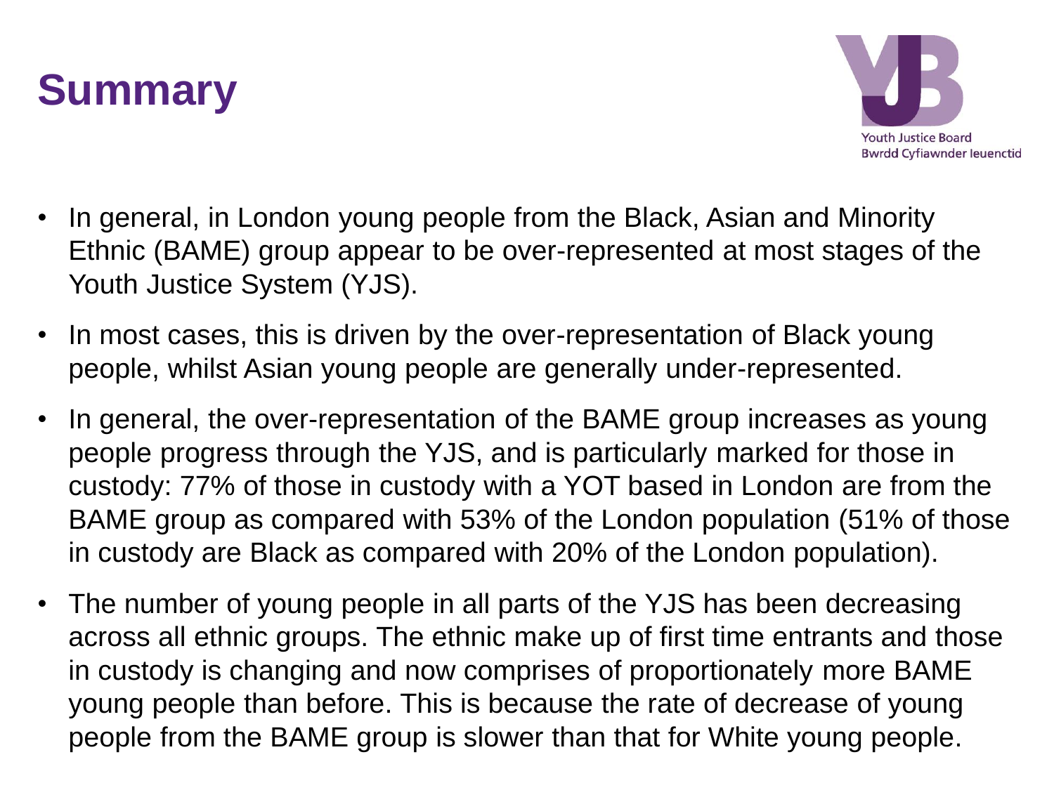# Summary

Youth Justice Board
Bwrdd Cyfiawnder Ieuenctid

- In general, in London young people from the Black, Asian and Minority Ethnic (BAME) group appear to be over-represented at most stages of the Youth Justice System (YJS).
- In most cases, this is driven by the over-representation of Black young people, whilst Asian young people are generally under-represented.
- In general, the over-representation of the BAME group increases as young people progress through the YJS, and is particularly marked for those in custody: 77% of those in custody with a YOT based in London are from the BAME group as compared with 53% of the London population (51% of those in custody are Black as compared with 20% of the London population).
- The number of young people in all parts of the YJS has been decreasing across all ethnic groups. The ethnic make up of first time entrants and those in custody is changing and now comprises of proportionately more BAME young people than before. This is because the rate of decrease of young people from the BAME group is slower than that for White young people.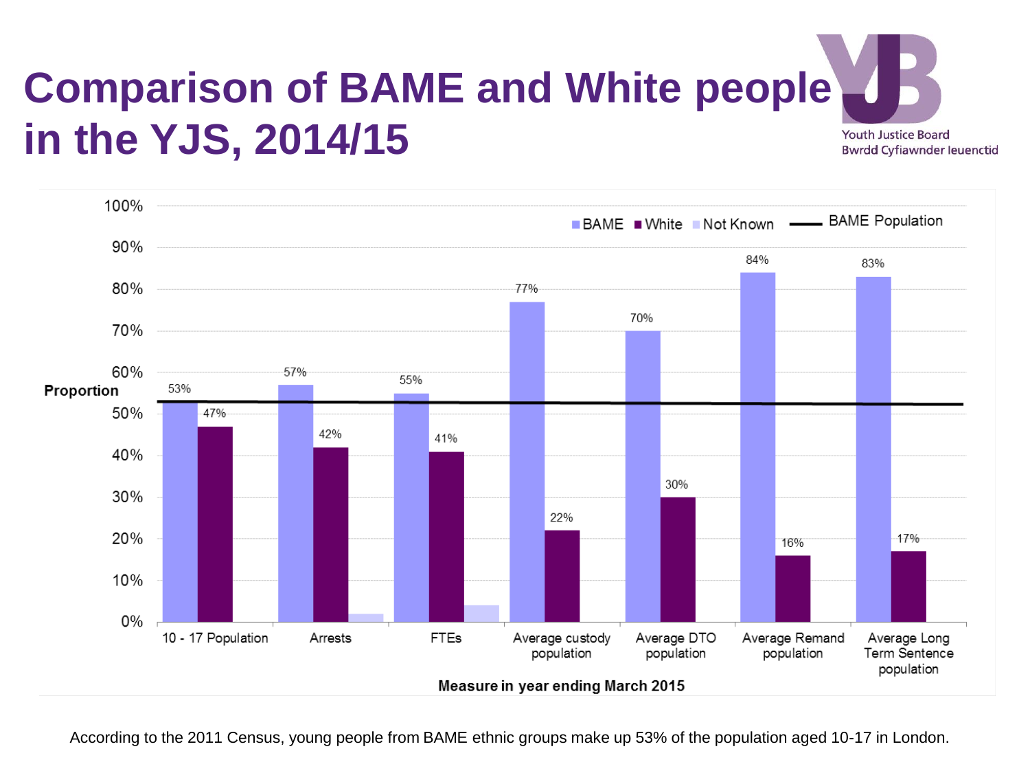# Comparison of BAME and White people in the YJS, 2014/15

Youth Justice Board
Bwrdd Cyfiawnder Ieuenctid

| Measure in year ending March 2015 | BAME | White | Not Known |
| --- | --- | --- | --- |
| 10 - 17 Population | 53% | 47% | |
| Arrests | 57% | 42% | |
| FTEs | 55% | 41% | |
| Average custody population | 77% | 22% | |
| Average DTO population | 70% | 30% | |
| Average Remand population | 84% | 16% | |
| Average Long Term Sentence population | 83% | 17% | |

BAME Population: 53%

According to the 2011 Census, young people from BAME ethnic groups make up 53% of the population aged 10-17 in London.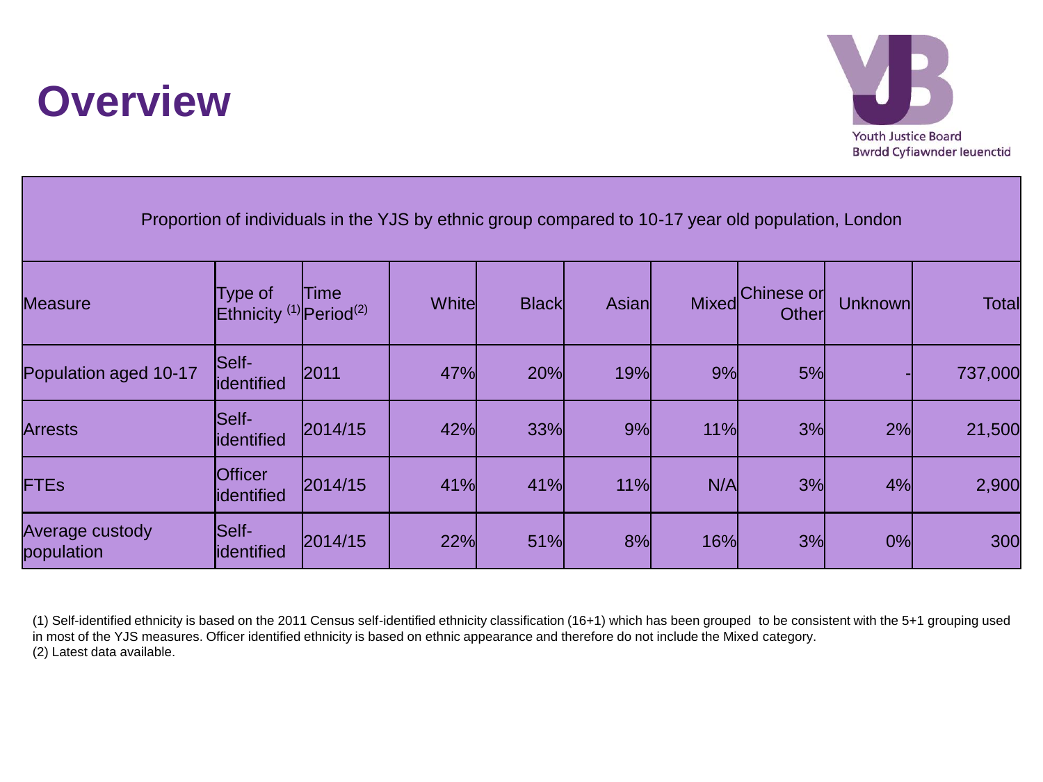# Overview

| Proportion of individuals in the YJS by ethnic group compared to 10-17 year old population, London | | | | | | | | | |
|---|---|---|---|---|---|---|---|---|---|
| Measure | Type of Ethnicity [1] | Time Period[2] | White | Black | Asian | Mixed | Chinese or Other | Unknown | Total |
| Population aged 10-17 | Self-identified | 2011 | 47% | 20% | 19% | 9% | 5% | - | 737,000 |
| Arrests | Self-identified | 2014/15 | 42% | 33% | 9% | 11% | 3% | 2% | 21,500 |
| FTEs | Officer identified | 2014/15 | 41% | 41% | 11% | N/A | 3% | 4% | 2,900 |
| Average custody population | Self-identified | 2014/15 | 22% | 51% | 8% | 16% | 3% | 0% | 300 |

(1) Self-identified ethnicity is based on the 2011 Census self-identified ethnicity classification (16+1) which has been grouped to be consistent with the 5+1 grouping used in most of the YJS measures. Officer identified ethnicity is based on ethnic appearance and therefore do not include the Mixed category.
(2) Latest data available.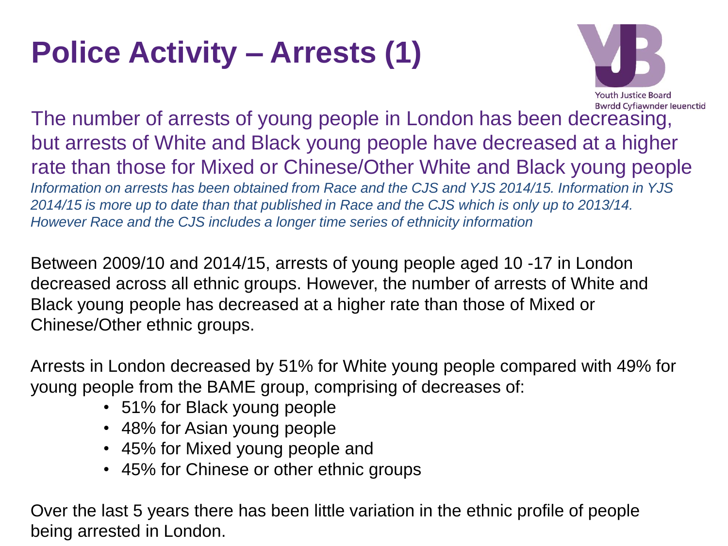# Police Activity – Arrests (1)

The number of arrests of young people in London has been decreasing, but arrests of White and Black young people have decreased at a higher rate than those for Mixed or Chinese/Other White and Black young people

*Information on arrests has been obtained from Race and the CJS and YJS 2014/15. Information in YJS 2014/15 is more up to date than that published in Race and the CJS which is only up to 2013/14. However Race and the CJS includes a longer time series of ethnicity information*

Between 2009/10 and 2014/15, arrests of young people aged 10 -17 in London decreased across all ethnic groups. However, the number of arrests of White and Black young people has decreased at a higher rate than those of Mixed or Chinese/Other ethnic groups.

Arrests in London decreased by 51% for White young people compared with 49% for young people from the BAME group, comprising of decreases of:

- 51% for Black young people
- 48% for Asian young people
- 45% for Mixed young people and
- 45% for Chinese or other ethnic groups

Over the last 5 years there has been little variation in the ethnic profile of people being arrested in London.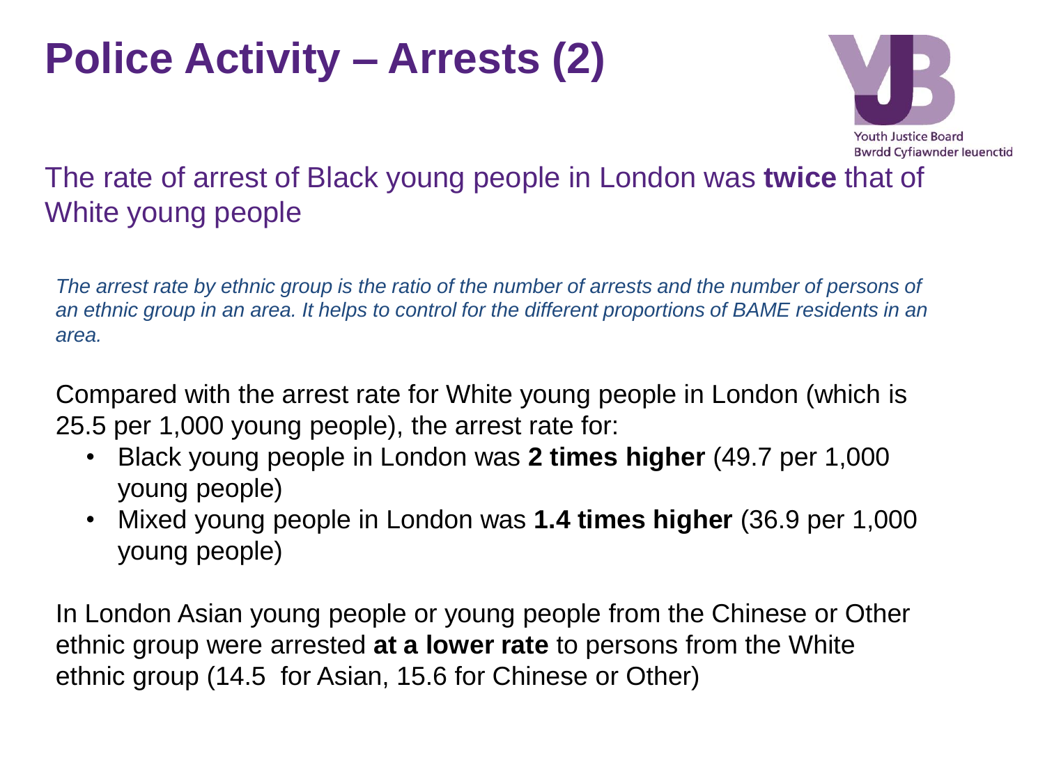# Police Activity – Arrests (2)

Youth Justice Board
Bwrdd Cyfiawnder Ieuenctid

## The rate of arrest of Black young people in London was **twice** that of White young people

*The arrest rate by ethnic group is the ratio of the number of arrests and the number of persons of an ethnic group in an area. It helps to control for the different proportions of BAME residents in an area.*

Compared with the arrest rate for White young people in London (which is 25.5 per 1,000 young people), the arrest rate for:

- Black young people in London was **2 times higher** (49.7 per 1,000 young people)
- Mixed young people in London was **1.4 times higher** (36.9 per 1,000 young people)

In London Asian young people or young people from the Chinese or Other ethnic group were arrested **at a lower rate** to persons from the White ethnic group (14.5 for Asian, 15.6 for Chinese or Other)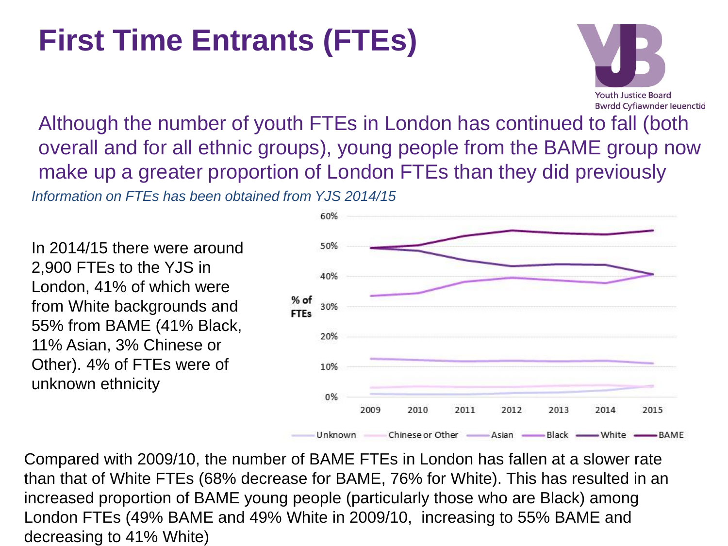# First Time Entrants (FTEs)

Youth Justice Board
Bwrdd Cyfiawnder Ieuenctid

Although the number of youth FTEs in London has continued to fall (both overall and for all ethnic groups), young people from the BAME group now make up a greater proportion of London FTEs than they did previously

*Information on FTEs has been obtained from YJS 2014/15*

In 2014/15 there were around 2,900 FTEs to the YJS in London, 41% of which were from White backgrounds and 55% from BAME (41% Black, 11% Asian, 3% Chinese or Other). 4% of FTEs were of unknown ethnicity

Compared with 2009/10, the number of BAME FTEs in London has fallen at a slower rate than that of White FTEs (68% decrease for BAME, 76% for White). This has resulted in an increased proportion of BAME young people (particularly those who are Black) among London FTEs (49% BAME and 49% White in 2009/10, increasing to 55% BAME and decreasing to 41% White)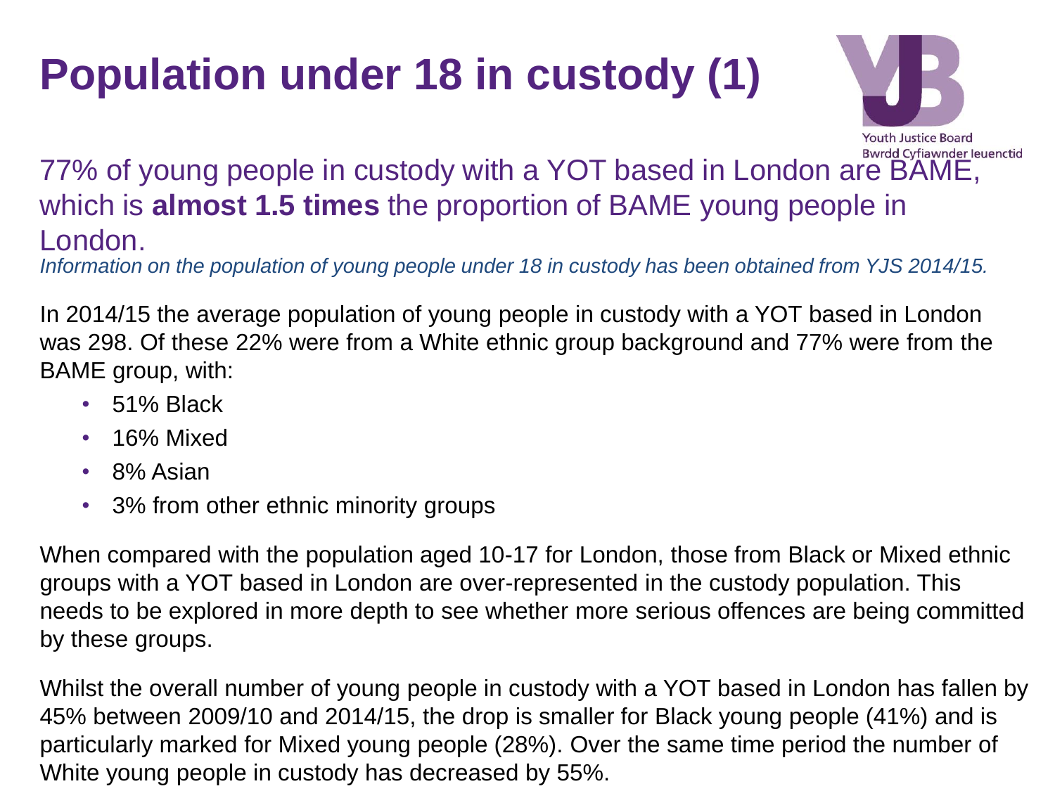# Population under 18 in custody (1)

Youth Justice Board
Bwrdd Cyfiawnder Ieuenctid

77% of young people in custody with a YOT based in London are BAME, which is **almost 1.5 times** the proportion of BAME young people in London.

*Information on the population of young people under 18 in custody has been obtained from YJS 2014/15.*

In 2014/15 the average population of young people in custody with a YOT based in London was 298. Of these 22% were from a White ethnic group background and 77% were from the BAME group, with:

- 51% Black
- 16% Mixed
- 8% Asian
- 3% from other ethnic minority groups

When compared with the population aged 10-17 for London, those from Black or Mixed ethnic groups with a YOT based in London are over-represented in the custody population. This needs to be explored in more depth to see whether more serious offences are being committed by these groups.

Whilst the overall number of young people in custody with a YOT based in London has fallen by 45% between 2009/10 and 2014/15, the drop is smaller for Black young people (41%) and is particularly marked for Mixed young people (28%). Over the same time period the number of White young people in custody has decreased by 55%.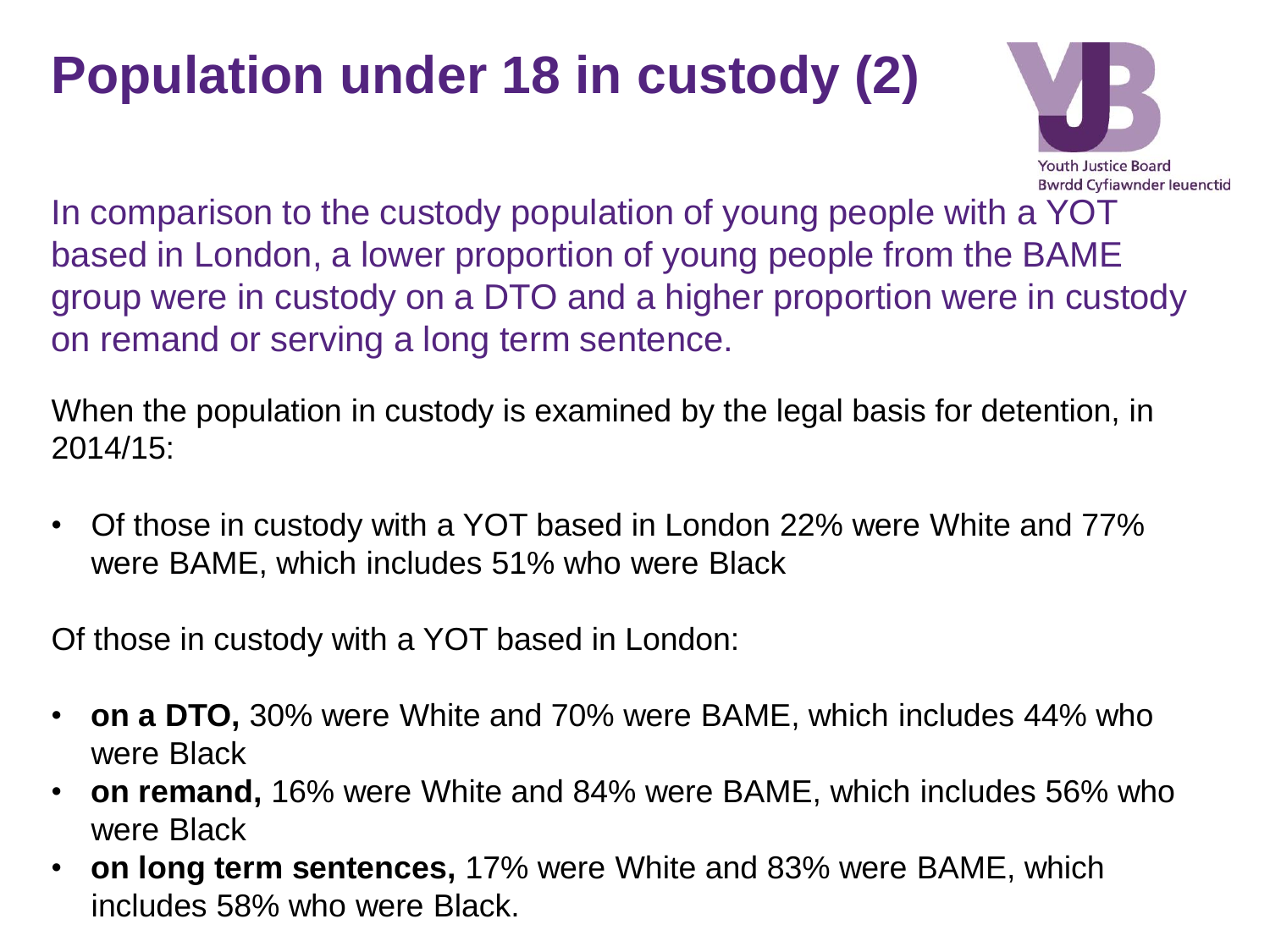# Population under 18 in custody (2)

Youth Justice Board
Bwrdd Cyfiawnder Ieuenctid

In comparison to the custody population of young people with a YOT based in London, a lower proportion of young people from the BAME group were in custody on a DTO and a higher proportion were in custody on remand or serving a long term sentence.

When the population in custody is examined by the legal basis for detention, in 2014/15:

- Of those in custody with a YOT based in London 22% were White and 77% were BAME, which includes 51% who were Black

Of those in custody with a YOT based in London:

- **on a DTO,** 30% were White and 70% were BAME, which includes 44% who were Black
- **on remand,** 16% were White and 84% were BAME, which includes 56% who were Black
- **on long term sentences,** 17% were White and 83% were BAME, which includes 58% who were Black.